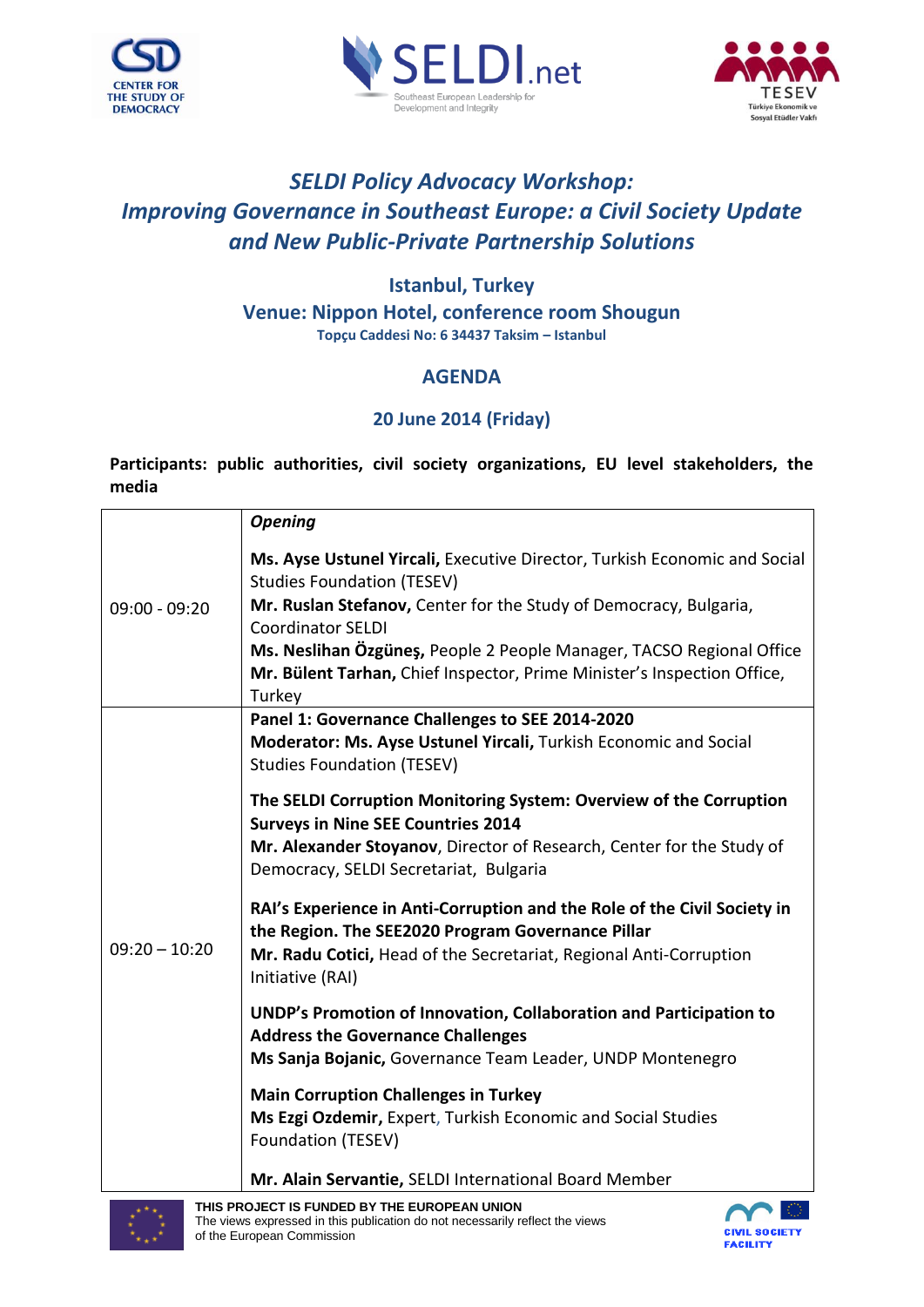# *SELDI Policy Advocacy Workshop:*
# *Improving Governance in Southeast Europe: a Civil Society Update and New Public-Private Partnership Solutions*

**Istanbul, Turkey**
**Venue: Nippon Hotel, conference room Shougun**
**Topçu Caddesi No: 6 34437 Taksim – Istanbul**

## AGENDA

### 20 June 2014 (Friday)

**Participants: public authorities, civil society organizations, EU level stakeholders, the media**

| | |
|---|---|
| 09:00 - 09:20 | ***Opening***<br><br>**Ms. Ayse Ustunel Yircali,** Executive Director, Turkish Economic and Social Studies Foundation (TESEV)<br>**Mr. Ruslan Stefanov,** Center for the Study of Democracy, Bulgaria, Coordinator SELDI<br>**Ms. Neslihan Özgüneş,** People 2 People Manager, TACSO Regional Office<br>**Mr. Bülent Tarhan,** Chief Inspector, Prime Minister's Inspection Office, Turkey |
| 09:20 – 10:20 | **Panel 1: Governance Challenges to SEE 2014-2020**<br>**Moderator: Ms. Ayse Ustunel Yircali,** Turkish Economic and Social Studies Foundation (TESEV)<br><br>**The SELDI Corruption Monitoring System: Overview of the Corruption Surveys in Nine SEE Countries 2014**<br>**Mr. Alexander Stoyanov**, Director of Research, Center for the Study of Democracy, SELDI Secretariat, Bulgaria<br><br>**RAI's Experience in Anti-Corruption and the Role of the Civil Society in the Region. The SEE2020 Program Governance Pillar**<br>**Mr. Radu Cotici,** Head of the Secretariat, Regional Anti-Corruption Initiative (RAI)<br><br>**UNDP's Promotion of Innovation, Collaboration and Participation to Address the Governance Challenges**<br>**Ms Sanja Bojanic,** Governance Team Leader, UNDP Montenegro<br><br>**Main Corruption Challenges in Turkey**<br>**Ms Ezgi Ozdemir,** Expert, Turkish Economic and Social Studies Foundation (TESEV)<br><br>**Mr. Alain Servantie,** SELDI International Board Member |

**THIS PROJECT IS FUNDED BY THE EUROPEAN UNION**
The views expressed in this publication do not necessarily reflect the views of the European Commission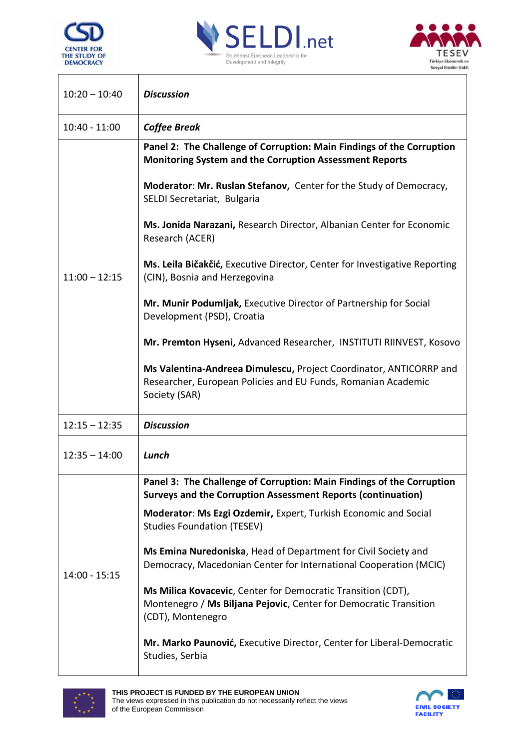| | |
|---|---|
| 10:20 – 10:40 | ***Discussion*** |
| 10:40 - 11:00 | ***Coffee Break*** |
| 11:00 – 12:15 | **Panel 2: The Challenge of Corruption: Main Findings of the Corruption Monitoring System and the Corruption Assessment Reports**<br><br>**Moderator**: **Mr. Ruslan Stefanov,** Center for the Study of Democracy, SELDI Secretariat, Bulgaria<br><br>**Ms. Jonida Narazani,** Research Director, Albanian Center for Economic Research (ACER)<br><br>**Ms. Leila Bičakčić,** Executive Director, Center for Investigative Reporting (CIN), Bosnia and Herzegovina<br><br>**Mr. Munir Podumljak,** Executive Director of Partnership for Social Development (PSD), Croatia<br><br>**Mr. Premton Hyseni,** Advanced Researcher, INSTITUTI RIINVEST, Kosovo<br><br>**Ms Valentina-Andreea Dimulescu,** Project Coordinator, ANTICORRP and Researcher, European Policies and EU Funds, Romanian Academic Society (SAR) |
| 12:15 – 12:35 | ***Discussion*** |
| 12:35 – 14:00 | ***Lunch*** |
| 14:00 - 15:15 | **Panel 3: The Challenge of Corruption: Main Findings of the Corruption Surveys and the Corruption Assessment Reports (continuation)**<br><br>**Moderator**: **Ms Ezgi Ozdemir,** Expert, Turkish Economic and Social Studies Foundation (TESEV)<br><br>**Ms Emina Nuredoniska**, Head of Department for Civil Society and Democracy, Macedonian Center for International Cooperation (MCIC)<br><br>**Ms Milica Kovacevic**, Center for Democratic Transition (CDT), Montenegro / **Ms Biljana Pejovic**, Center for Democratic Transition (CDT), Montenegro<br><br>**Mr. Marko Paunović,** Executive Director, Center for Liberal-Democratic Studies, Serbia |

**THIS PROJECT IS FUNDED BY THE EUROPEAN UNION**
The views expressed in this publication do not necessarily reflect the views of the European Commission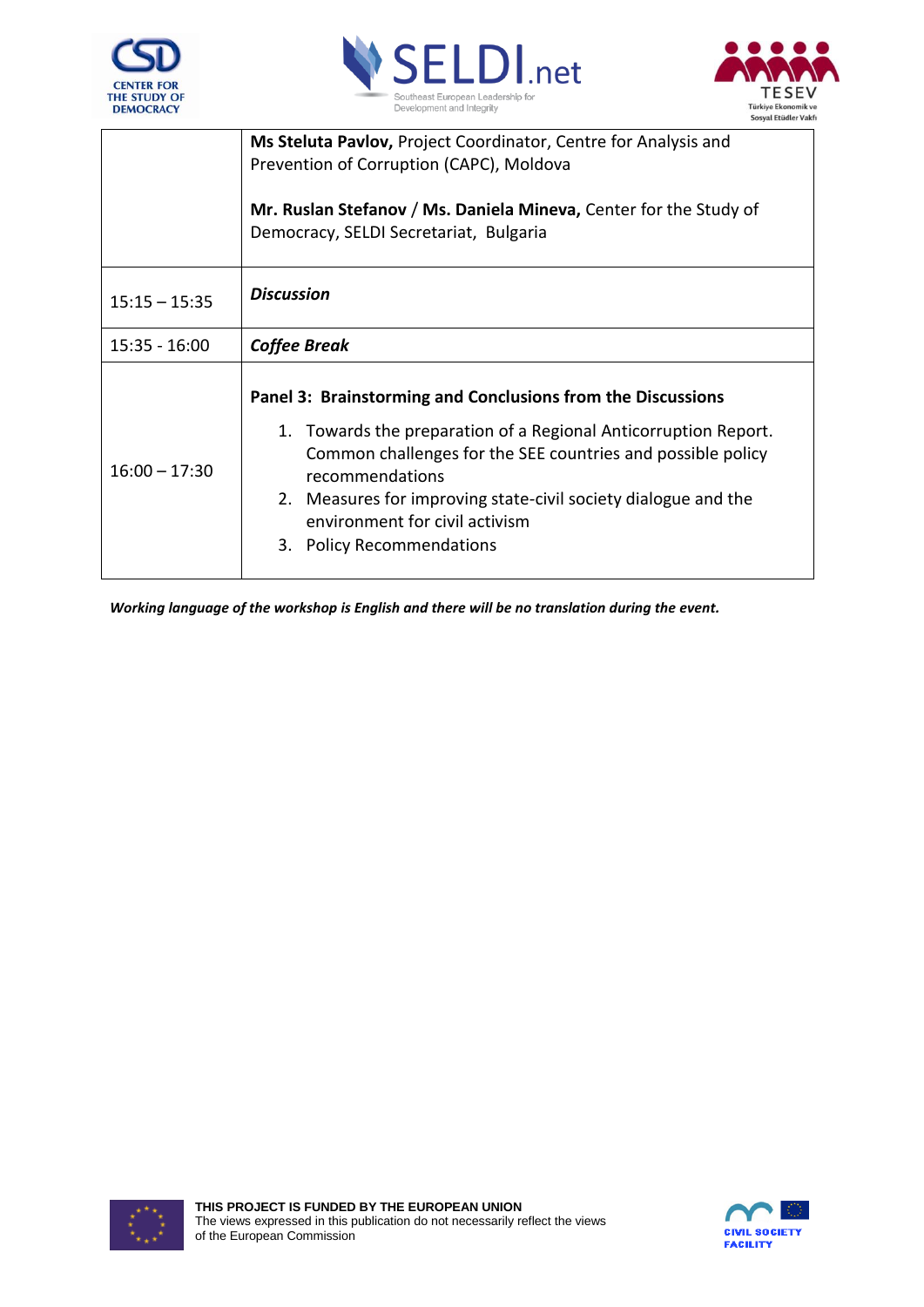| | |
|---|---|
| | **Ms Steluta Pavlov,** Project Coordinator, Centre for Analysis and Prevention of Corruption (CAPC), Moldova<br><br>**Mr. Ruslan Stefanov** / **Ms. Daniela Mineva,** Center for the Study of Democracy, SELDI Secretariat, Bulgaria |
| 15:15 – 15:35 | ***Discussion*** |
| 15:35 - 16:00 | ***Coffee Break*** |
| 16:00 – 17:30 | **Panel 3: Brainstorming and Conclusions from the Discussions**<br>1. Towards the preparation of a Regional Anticorruption Report. Common challenges for the SEE countries and possible policy recommendations<br>2. Measures for improving state-civil society dialogue and the environment for civil activism<br>3. Policy Recommendations |

***Working language of the workshop is English and there will be no translation during the event.***

**THIS PROJECT IS FUNDED BY THE EUROPEAN UNION**
The views expressed in this publication do not necessarily reflect the views of the European Commission